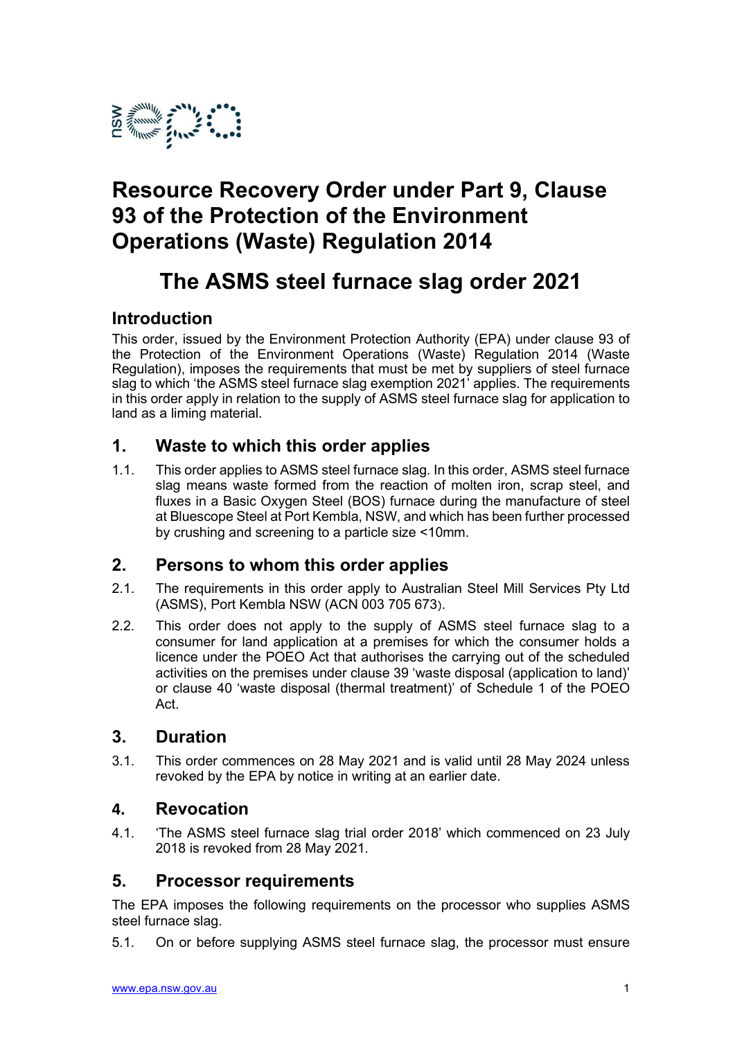# Resource Recovery Order under Part 9, Clause 93 of the Protection of the Environment Operations (Waste) Regulation 2014

# The ASMS steel furnace slag order 2021

## Introduction

This order, issued by the Environment Protection Authority (EPA) under clause 93 of the Protection of the Environment Operations (Waste) Regulation 2014 (Waste Regulation), imposes the requirements that must be met by suppliers of steel furnace slag to which 'the ASMS steel furnace slag exemption 2021' applies. The requirements in this order apply in relation to the supply of ASMS steel furnace slag for application to land as a liming material.

## 1. Waste to which this order applies

1.1. This order applies to ASMS steel furnace slag. In this order, ASMS steel furnace slag means waste formed from the reaction of molten iron, scrap steel, and fluxes in a Basic Oxygen Steel (BOS) furnace during the manufacture of steel at Bluescope Steel at Port Kembla, NSW, and which has been further processed by crushing and screening to a particle size <10mm.

## 2. Persons to whom this order applies

2.1. The requirements in this order apply to Australian Steel Mill Services Pty Ltd (ASMS), Port Kembla NSW (ACN 003 705 673).

2.2. This order does not apply to the supply of ASMS steel furnace slag to a consumer for land application at a premises for which the consumer holds a licence under the POEO Act that authorises the carrying out of the scheduled activities on the premises under clause 39 'waste disposal (application to land)' or clause 40 'waste disposal (thermal treatment)' of Schedule 1 of the POEO Act.

## 3. Duration

3.1. This order commences on 28 May 2021 and is valid until 28 May 2024 unless revoked by the EPA by notice in writing at an earlier date.

## 4. Revocation

4.1. 'The ASMS steel furnace slag trial order 2018' which commenced on 23 July 2018 is revoked from 28 May 2021.

## 5. Processor requirements

The EPA imposes the following requirements on the processor who supplies ASMS steel furnace slag.

5.1. On or before supplying ASMS steel furnace slag, the processor must ensure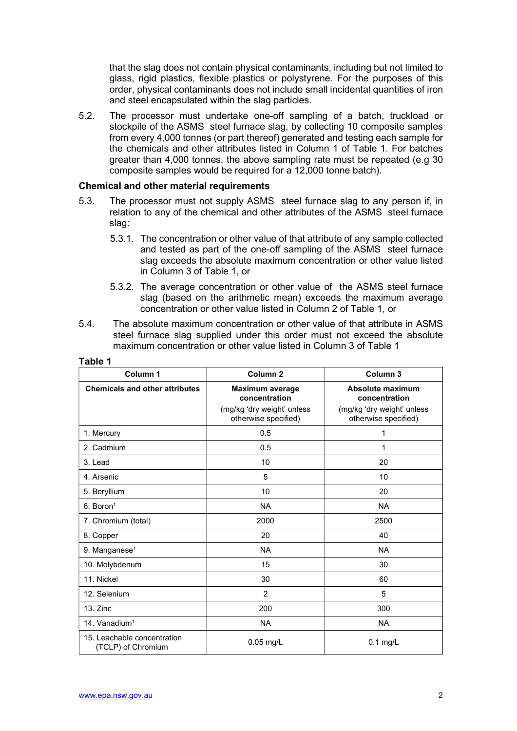that the slag does not contain physical contaminants, including but not limited to glass, rigid plastics, flexible plastics or polystyrene. For the purposes of this order, physical contaminants does not include small incidental quantities of iron and steel encapsulated within the slag particles.

5.2. The processor must undertake one-off sampling of a batch, truckload or stockpile of the ASMS steel furnace slag, by collecting 10 composite samples from every 4,000 tonnes (or part thereof) generated and testing each sample for the chemicals and other attributes listed in Column 1 of Table 1. For batches greater than 4,000 tonnes, the above sampling rate must be repeated (e.g 30 composite samples would be required for a 12,000 tonne batch).

**Chemical and other material requirements**

5.3. The processor must not supply ASMS steel furnace slag to any person if, in relation to any of the chemical and other attributes of the ASMS steel furnace slag:

5.3.1. The concentration or other value of that attribute of any sample collected and tested as part of the one-off sampling of the ASMS steel furnace slag exceeds the absolute maximum concentration or other value listed in Column 3 of Table 1, or

5.3.2. The average concentration or other value of the ASMS steel furnace slag (based on the arithmetic mean) exceeds the maximum average concentration or other value listed in Column 2 of Table 1, or

5.4. The absolute maximum concentration or other value of that attribute in ASMS steel furnace slag supplied under this order must not exceed the absolute maximum concentration or other value listed in Column 3 of Table 1

**Table 1**

| Column 1 | Column 2 | Column 3 |
|---|---|---|
| **Chemicals and other attributes** | **Maximum average concentration** (mg/kg 'dry weight' unless otherwise specified) | **Absolute maximum concentration** (mg/kg 'dry weight' unless otherwise specified) |
| 1. Mercury | 0.5 | 1 |
| 2. Cadmium | 0.5 | 1 |
| 3. Lead | 10 | 20 |
| 4. Arsenic | 5 | 10 |
| 5. Beryllium | 10 | 20 |
| 6. Boron[1] | NA | NA |
| 7. Chromium (total) | 2000 | 2500 |
| 8. Copper | 20 | 40 |
| 9. Manganese[1] | NA | NA |
| 10. Molybdenum | 15 | 30 |
| 11. Nickel | 30 | 60 |
| 12. Selenium | 2 | 5 |
| 13. Zinc | 200 | 300 |
| 14. Vanadium[1] | NA | NA |
| 15. Leachable concentration (TCLP) of Chromium | 0.05 mg/L | 0.1 mg/L |

www.epa.nsw.gov.au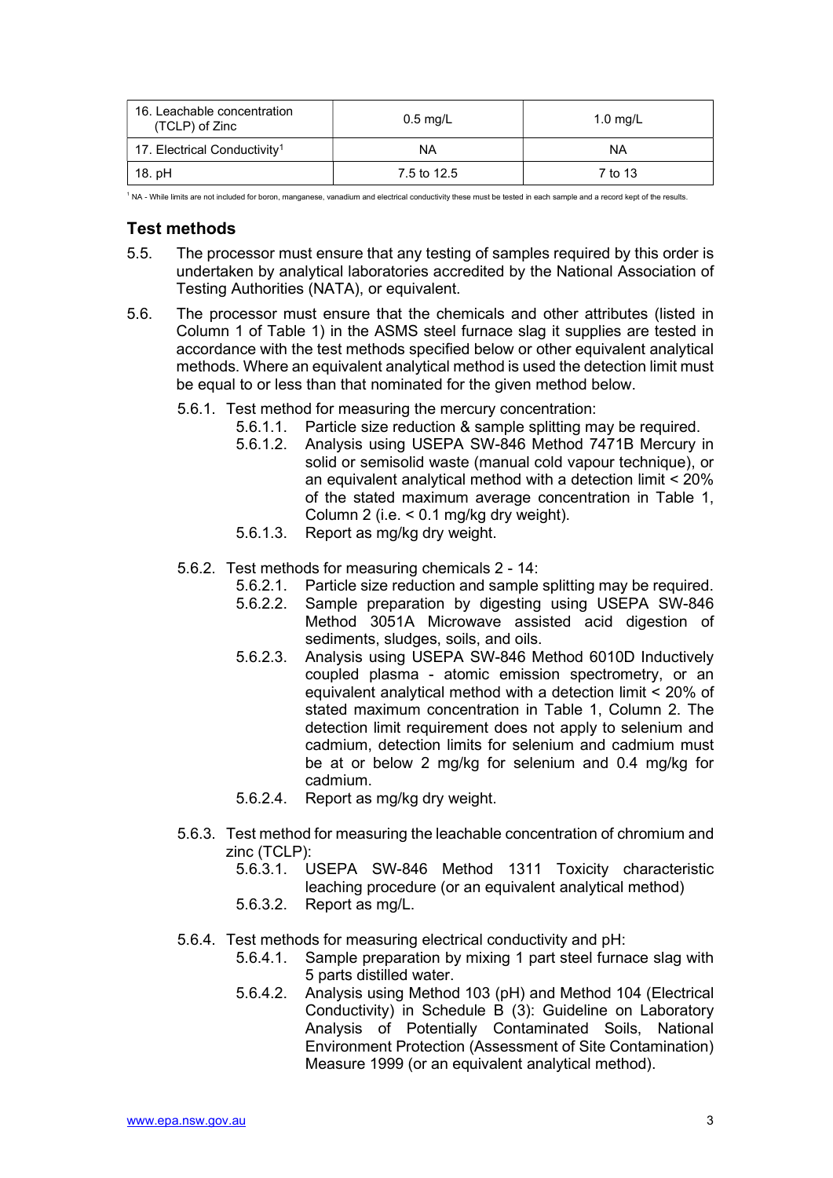| 16. Leachable concentration (TCLP) of Zinc | 0.5 mg/L | 1.0 mg/L |
|---|---|---|
| 17. Electrical Conductivity[1] | NA | NA |
| 18. pH | 7.5 to 12.5 | 7 to 13 |

[1] NA - While limits are not included for boron, manganese, vanadium and electrical conductivity these must be tested in each sample and a record kept of the results.

## Test methods

5.5. The processor must ensure that any testing of samples required by this order is undertaken by analytical laboratories accredited by the National Association of Testing Authorities (NATA), or equivalent.

5.6. The processor must ensure that the chemicals and other attributes (listed in Column 1 of Table 1) in the ASMS steel furnace slag it supplies are tested in accordance with the test methods specified below or other equivalent analytical methods. Where an equivalent analytical method is used the detection limit must be equal to or less than that nominated for the given method below.

- 5.6.1. Test method for measuring the mercury concentration:
  - 5.6.1.1. Particle size reduction & sample splitting may be required.
  - 5.6.1.2. Analysis using USEPA SW-846 Method 7471B Mercury in solid or semisolid waste (manual cold vapour technique), or an equivalent analytical method with a detection limit < 20% of the stated maximum average concentration in Table 1, Column 2 (i.e. < 0.1 mg/kg dry weight).
  - 5.6.1.3. Report as mg/kg dry weight.

- 5.6.2. Test methods for measuring chemicals 2 - 14:
  - 5.6.2.1. Particle size reduction and sample splitting may be required.
  - 5.6.2.2. Sample preparation by digesting using USEPA SW-846 Method 3051A Microwave assisted acid digestion of sediments, sludges, soils, and oils.
  - 5.6.2.3. Analysis using USEPA SW-846 Method 6010D Inductively coupled plasma - atomic emission spectrometry, or an equivalent analytical method with a detection limit < 20% of stated maximum concentration in Table 1, Column 2. The detection limit requirement does not apply to selenium and cadmium, detection limits for selenium and cadmium must be at or below 2 mg/kg for selenium and 0.4 mg/kg for cadmium.
  - 5.6.2.4. Report as mg/kg dry weight.

- 5.6.3. Test method for measuring the leachable concentration of chromium and zinc (TCLP):
  - 5.6.3.1. USEPA SW-846 Method 1311 Toxicity characteristic leaching procedure (or an equivalent analytical method)
  - 5.6.3.2. Report as mg/L.

- 5.6.4. Test methods for measuring electrical conductivity and pH:
  - 5.6.4.1. Sample preparation by mixing 1 part steel furnace slag with 5 parts distilled water.
  - 5.6.4.2. Analysis using Method 103 (pH) and Method 104 (Electrical Conductivity) in Schedule B (3): Guideline on Laboratory Analysis of Potentially Contaminated Soils, National Environment Protection (Assessment of Site Contamination) Measure 1999 (or an equivalent analytical method).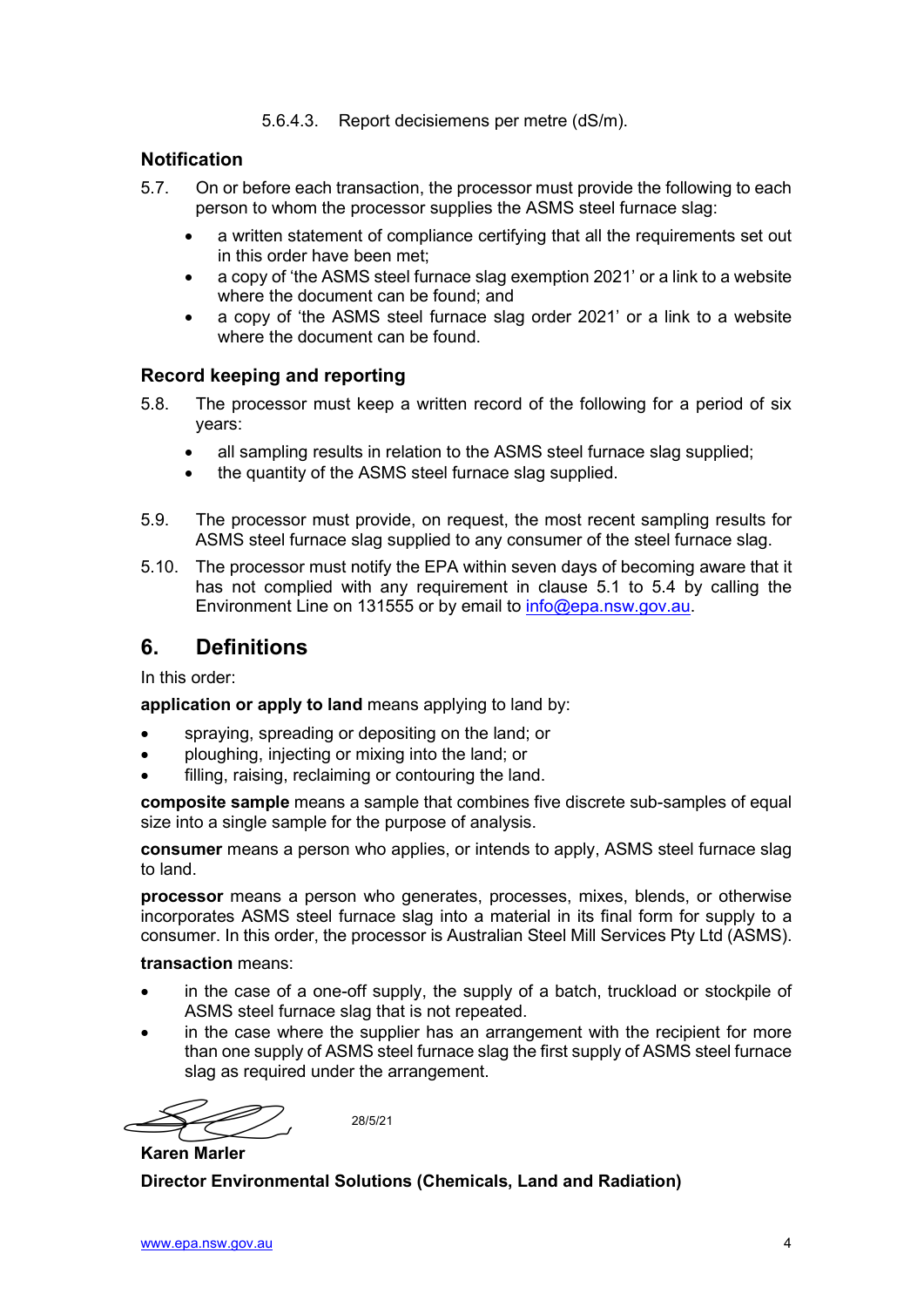5.6.4.3. Report decisiemens per metre (dS/m).

### Notification

5.7. On or before each transaction, the processor must provide the following to each person to whom the processor supplies the ASMS steel furnace slag:

- a written statement of compliance certifying that all the requirements set out in this order have been met;
- a copy of 'the ASMS steel furnace slag exemption 2021' or a link to a website where the document can be found; and
- a copy of 'the ASMS steel furnace slag order 2021' or a link to a website where the document can be found.

### Record keeping and reporting

5.8. The processor must keep a written record of the following for a period of six years:

- all sampling results in relation to the ASMS steel furnace slag supplied;
- the quantity of the ASMS steel furnace slag supplied.

5.9. The processor must provide, on request, the most recent sampling results for ASMS steel furnace slag supplied to any consumer of the steel furnace slag.

5.10. The processor must notify the EPA within seven days of becoming aware that it has not complied with any requirement in clause 5.1 to 5.4 by calling the Environment Line on 131555 or by email to info@epa.nsw.gov.au.

## 6. Definitions

In this order:

**application or apply to land** means applying to land by:

- spraying, spreading or depositing on the land; or
- ploughing, injecting or mixing into the land; or
- filling, raising, reclaiming or contouring the land.

**composite sample** means a sample that combines five discrete sub-samples of equal size into a single sample for the purpose of analysis.

**consumer** means a person who applies, or intends to apply, ASMS steel furnace slag to land.

**processor** means a person who generates, processes, mixes, blends, or otherwise incorporates ASMS steel furnace slag into a material in its final form for supply to a consumer. In this order, the processor is Australian Steel Mill Services Pty Ltd (ASMS).

**transaction** means:

- in the case of a one-off supply, the supply of a batch, truckload or stockpile of ASMS steel furnace slag that is not repeated.
- in the case where the supplier has an arrangement with the recipient for more than one supply of ASMS steel furnace slag the first supply of ASMS steel furnace slag as required under the arrangement.

28/5/21

**Karen Marler**

**Director Environmental Solutions (Chemicals, Land and Radiation)**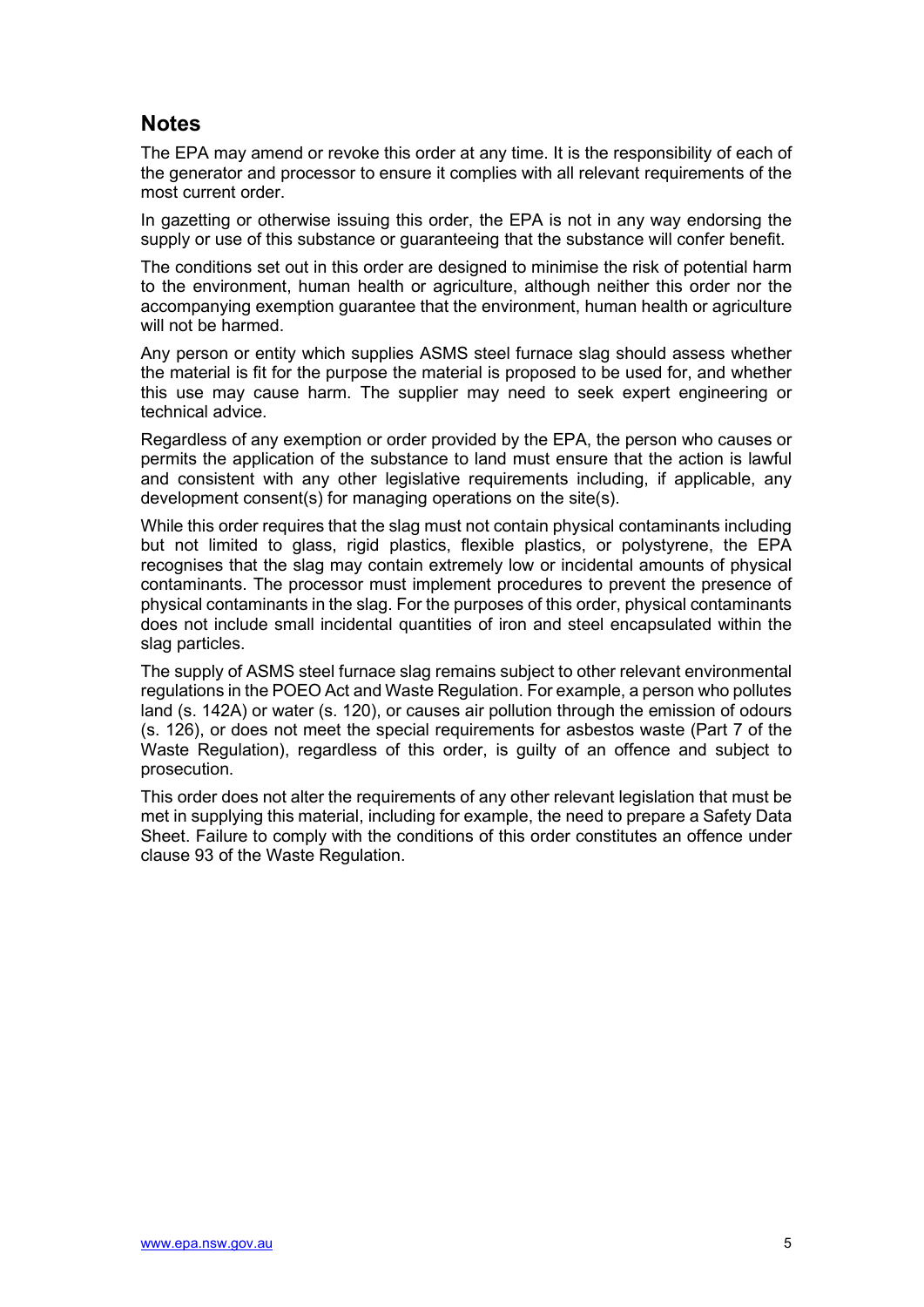## Notes

The EPA may amend or revoke this order at any time. It is the responsibility of each of the generator and processor to ensure it complies with all relevant requirements of the most current order.

In gazetting or otherwise issuing this order, the EPA is not in any way endorsing the supply or use of this substance or guaranteeing that the substance will confer benefit.

The conditions set out in this order are designed to minimise the risk of potential harm to the environment, human health or agriculture, although neither this order nor the accompanying exemption guarantee that the environment, human health or agriculture will not be harmed.

Any person or entity which supplies ASMS steel furnace slag should assess whether the material is fit for the purpose the material is proposed to be used for, and whether this use may cause harm. The supplier may need to seek expert engineering or technical advice.

Regardless of any exemption or order provided by the EPA, the person who causes or permits the application of the substance to land must ensure that the action is lawful and consistent with any other legislative requirements including, if applicable, any development consent(s) for managing operations on the site(s).

While this order requires that the slag must not contain physical contaminants including but not limited to glass, rigid plastics, flexible plastics, or polystyrene, the EPA recognises that the slag may contain extremely low or incidental amounts of physical contaminants. The processor must implement procedures to prevent the presence of physical contaminants in the slag. For the purposes of this order, physical contaminants does not include small incidental quantities of iron and steel encapsulated within the slag particles.

The supply of ASMS steel furnace slag remains subject to other relevant environmental regulations in the POEO Act and Waste Regulation. For example, a person who pollutes land (s. 142A) or water (s. 120), or causes air pollution through the emission of odours (s. 126), or does not meet the special requirements for asbestos waste (Part 7 of the Waste Regulation), regardless of this order, is guilty of an offence and subject to prosecution.

This order does not alter the requirements of any other relevant legislation that must be met in supplying this material, including for example, the need to prepare a Safety Data Sheet. Failure to comply with the conditions of this order constitutes an offence under clause 93 of the Waste Regulation.